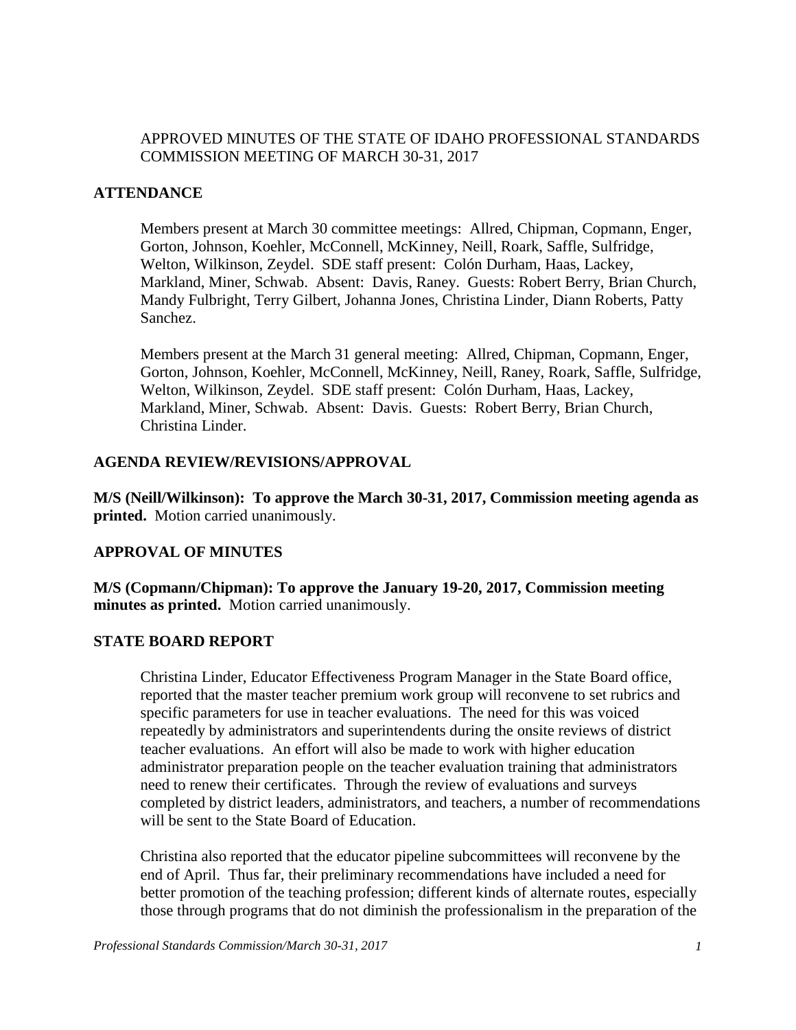APPROVED MINUTES OF THE STATE OF IDAHO PROFESSIONAL STANDARDS COMMISSION MEETING OF MARCH 30-31, 2017

## ATTENDANCE

Members present at March 30 committee meetings: Allred, Chipman, Copmann, Enger, Gorton, Johnson, Koehler, McConnell, McKinney, Neill, Roark, Saffle, Sulfridge, Welton, Wilkinson, Zeydel. SDE staff present: Colón Durham, Haas, Lackey, Markland, Miner, Schwab. Absent: Davis, Raney. Guests: Robert Berry, Brian Church, Mandy Fulbright, Terry Gilbert, Johanna Jones, Christina Linder, Diann Roberts, Patty Sanchez.

Members present at the March 31 general meeting: Allred, Chipman, Copmann, Enger, Gorton, Johnson, Koehler, McConnell, McKinney, Neill, Raney, Roark, Saffle, Sulfridge, Welton, Wilkinson, Zeydel. SDE staff present: Colón Durham, Haas, Lackey, Markland, Miner, Schwab. Absent: Davis. Guests: Robert Berry, Brian Church, Christina Linder.

## AGENDA REVIEW/REVISIONS/APPROVAL

**M/S (Neill/Wilkinson): To approve the March 30-31, 2017, Commission meeting agenda as printed.** Motion carried unanimously.

## APPROVAL OF MINUTES

**M/S (Copmann/Chipman): To approve the January 19-20, 2017, Commission meeting minutes as printed.** Motion carried unanimously.

## STATE BOARD REPORT

Christina Linder, Educator Effectiveness Program Manager in the State Board office, reported that the master teacher premium work group will reconvene to set rubrics and specific parameters for use in teacher evaluations. The need for this was voiced repeatedly by administrators and superintendents during the onsite reviews of district teacher evaluations. An effort will also be made to work with higher education administrator preparation people on the teacher evaluation training that administrators need to renew their certificates. Through the review of evaluations and surveys completed by district leaders, administrators, and teachers, a number of recommendations will be sent to the State Board of Education.

Christina also reported that the educator pipeline subcommittees will reconvene by the end of April. Thus far, their preliminary recommendations have included a need for better promotion of the teaching profession; different kinds of alternate routes, especially those through programs that do not diminish the professionalism in the preparation of the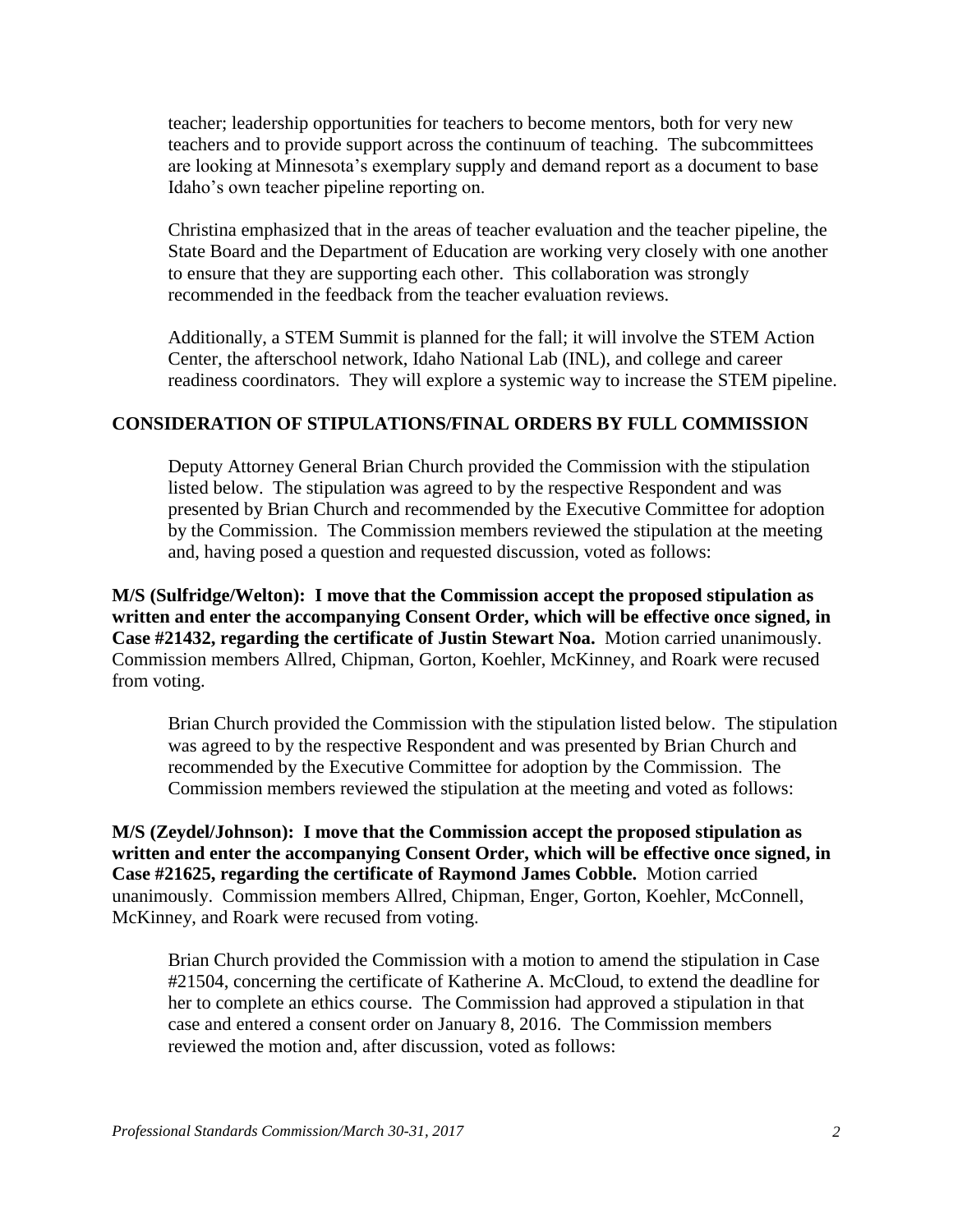teacher; leadership opportunities for teachers to become mentors, both for very new teachers and to provide support across the continuum of teaching. The subcommittees are looking at Minnesota's exemplary supply and demand report as a document to base Idaho's own teacher pipeline reporting on.

Christina emphasized that in the areas of teacher evaluation and the teacher pipeline, the State Board and the Department of Education are working very closely with one another to ensure that they are supporting each other. This collaboration was strongly recommended in the feedback from the teacher evaluation reviews.

Additionally, a STEM Summit is planned for the fall; it will involve the STEM Action Center, the afterschool network, Idaho National Lab (INL), and college and career readiness coordinators. They will explore a systemic way to increase the STEM pipeline.

## CONSIDERATION OF STIPULATIONS/FINAL ORDERS BY FULL COMMISSION

Deputy Attorney General Brian Church provided the Commission with the stipulation listed below. The stipulation was agreed to by the respective Respondent and was presented by Brian Church and recommended by the Executive Committee for adoption by the Commission. The Commission members reviewed the stipulation at the meeting and, having posed a question and requested discussion, voted as follows:

**M/S (Sulfridge/Welton): I move that the Commission accept the proposed stipulation as written and enter the accompanying Consent Order, which will be effective once signed, in Case #21432, regarding the certificate of Justin Stewart Noa.** Motion carried unanimously. Commission members Allred, Chipman, Gorton, Koehler, McKinney, and Roark were recused from voting.

Brian Church provided the Commission with the stipulation listed below. The stipulation was agreed to by the respective Respondent and was presented by Brian Church and recommended by the Executive Committee for adoption by the Commission. The Commission members reviewed the stipulation at the meeting and voted as follows:

**M/S (Zeydel/Johnson): I move that the Commission accept the proposed stipulation as written and enter the accompanying Consent Order, which will be effective once signed, in Case #21625, regarding the certificate of Raymond James Cobble.** Motion carried unanimously. Commission members Allred, Chipman, Enger, Gorton, Koehler, McConnell, McKinney, and Roark were recused from voting.

Brian Church provided the Commission with a motion to amend the stipulation in Case #21504, concerning the certificate of Katherine A. McCloud, to extend the deadline for her to complete an ethics course. The Commission had approved a stipulation in that case and entered a consent order on January 8, 2016. The Commission members reviewed the motion and, after discussion, voted as follows: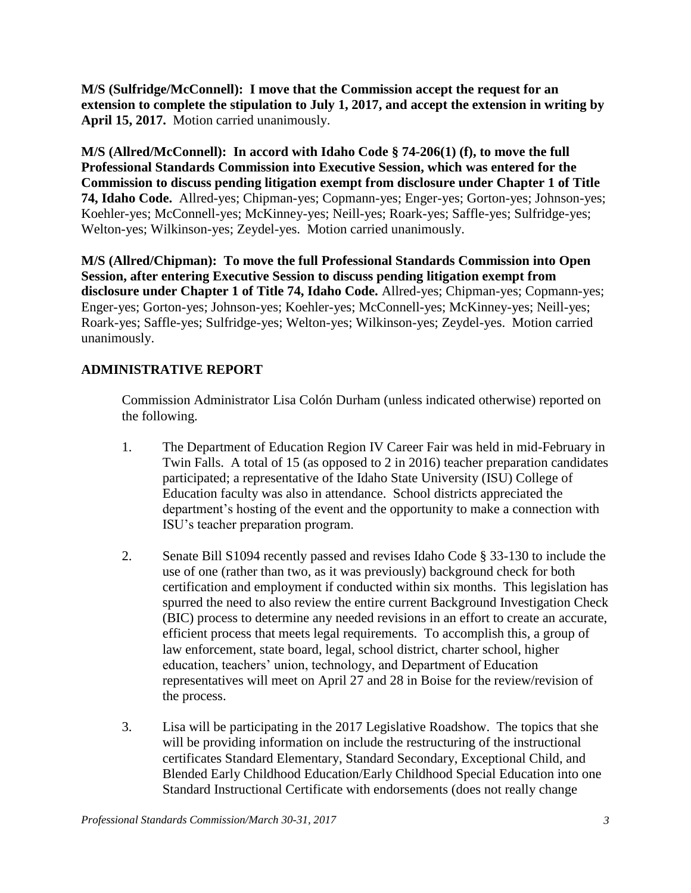**M/S (Sulfridge/McConnell): I move that the Commission accept the request for an extension to complete the stipulation to July 1, 2017, and accept the extension in writing by April 15, 2017.** Motion carried unanimously.

**M/S (Allred/McConnell): In accord with Idaho Code § 74-206(1) (f), to move the full Professional Standards Commission into Executive Session, which was entered for the Commission to discuss pending litigation exempt from disclosure under Chapter 1 of Title 74, Idaho Code.** Allred-yes; Chipman-yes; Copmann-yes; Enger-yes; Gorton-yes; Johnson-yes; Koehler-yes; McConnell-yes; McKinney-yes; Neill-yes; Roark-yes; Saffle-yes; Sulfridge-yes; Welton-yes; Wilkinson-yes; Zeydel-yes. Motion carried unanimously.

**M/S (Allred/Chipman): To move the full Professional Standards Commission into Open Session, after entering Executive Session to discuss pending litigation exempt from disclosure under Chapter 1 of Title 74, Idaho Code.** Allred-yes; Chipman-yes; Copmann-yes; Enger-yes; Gorton-yes; Johnson-yes; Koehler-yes; McConnell-yes; McKinney-yes; Neill-yes; Roark-yes; Saffle-yes; Sulfridge-yes; Welton-yes; Wilkinson-yes; Zeydel-yes. Motion carried unanimously.

## ADMINISTRATIVE REPORT

Commission Administrator Lisa Colón Durham (unless indicated otherwise) reported on the following.

1. The Department of Education Region IV Career Fair was held in mid-February in Twin Falls. A total of 15 (as opposed to 2 in 2016) teacher preparation candidates participated; a representative of the Idaho State University (ISU) College of Education faculty was also in attendance. School districts appreciated the department's hosting of the event and the opportunity to make a connection with ISU's teacher preparation program.

2. Senate Bill S1094 recently passed and revises Idaho Code § 33-130 to include the use of one (rather than two, as it was previously) background check for both certification and employment if conducted within six months. This legislation has spurred the need to also review the entire current Background Investigation Check (BIC) process to determine any needed revisions in an effort to create an accurate, efficient process that meets legal requirements. To accomplish this, a group of law enforcement, state board, legal, school district, charter school, higher education, teachers' union, technology, and Department of Education representatives will meet on April 27 and 28 in Boise for the review/revision of the process.

3. Lisa will be participating in the 2017 Legislative Roadshow. The topics that she will be providing information on include the restructuring of the instructional certificates Standard Elementary, Standard Secondary, Exceptional Child, and Blended Early Childhood Education/Early Childhood Special Education into one Standard Instructional Certificate with endorsements (does not really change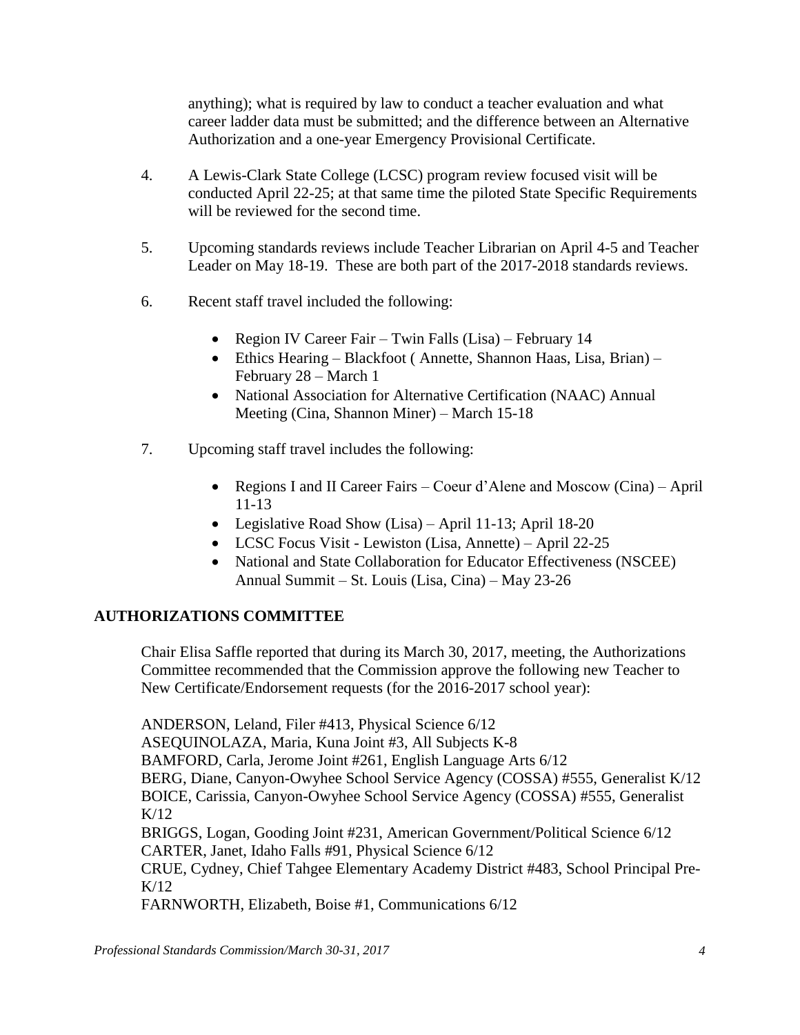anything); what is required by law to conduct a teacher evaluation and what career ladder data must be submitted; and the difference between an Alternative Authorization and a one-year Emergency Provisional Certificate.

4. A Lewis-Clark State College (LCSC) program review focused visit will be conducted April 22-25; at that same time the piloted State Specific Requirements will be reviewed for the second time.

5. Upcoming standards reviews include Teacher Librarian on April 4-5 and Teacher Leader on May 18-19. These are both part of the 2017-2018 standards reviews.

6. Recent staff travel included the following:

   - Region IV Career Fair – Twin Falls (Lisa) – February 14
   - Ethics Hearing – Blackfoot ( Annette, Shannon Haas, Lisa, Brian) – February 28 – March 1
   - National Association for Alternative Certification (NAAC) Annual Meeting (Cina, Shannon Miner) – March 15-18

7. Upcoming staff travel includes the following:

   - Regions I and II Career Fairs – Coeur d'Alene and Moscow (Cina) – April 11-13
   - Legislative Road Show (Lisa) – April 11-13; April 18-20
   - LCSC Focus Visit - Lewiston (Lisa, Annette) – April 22-25
   - National and State Collaboration for Educator Effectiveness (NSCEE) Annual Summit – St. Louis (Lisa, Cina) – May 23-26

## AUTHORIZATIONS COMMITTEE

Chair Elisa Saffle reported that during its March 30, 2017, meeting, the Authorizations Committee recommended that the Commission approve the following new Teacher to New Certificate/Endorsement requests (for the 2016-2017 school year):

ANDERSON, Leland, Filer #413, Physical Science 6/12
ASEQUINOLAZA, Maria, Kuna Joint #3, All Subjects K-8
BAMFORD, Carla, Jerome Joint #261, English Language Arts 6/12
BERG, Diane, Canyon-Owyhee School Service Agency (COSSA) #555, Generalist K/12
BOICE, Carissia, Canyon-Owyhee School Service Agency (COSSA) #555, Generalist K/12
BRIGGS, Logan, Gooding Joint #231, American Government/Political Science 6/12
CARTER, Janet, Idaho Falls #91, Physical Science 6/12
CRUE, Cydney, Chief Tahgee Elementary Academy District #483, School Principal Pre-K/12
FARNWORTH, Elizabeth, Boise #1, Communications 6/12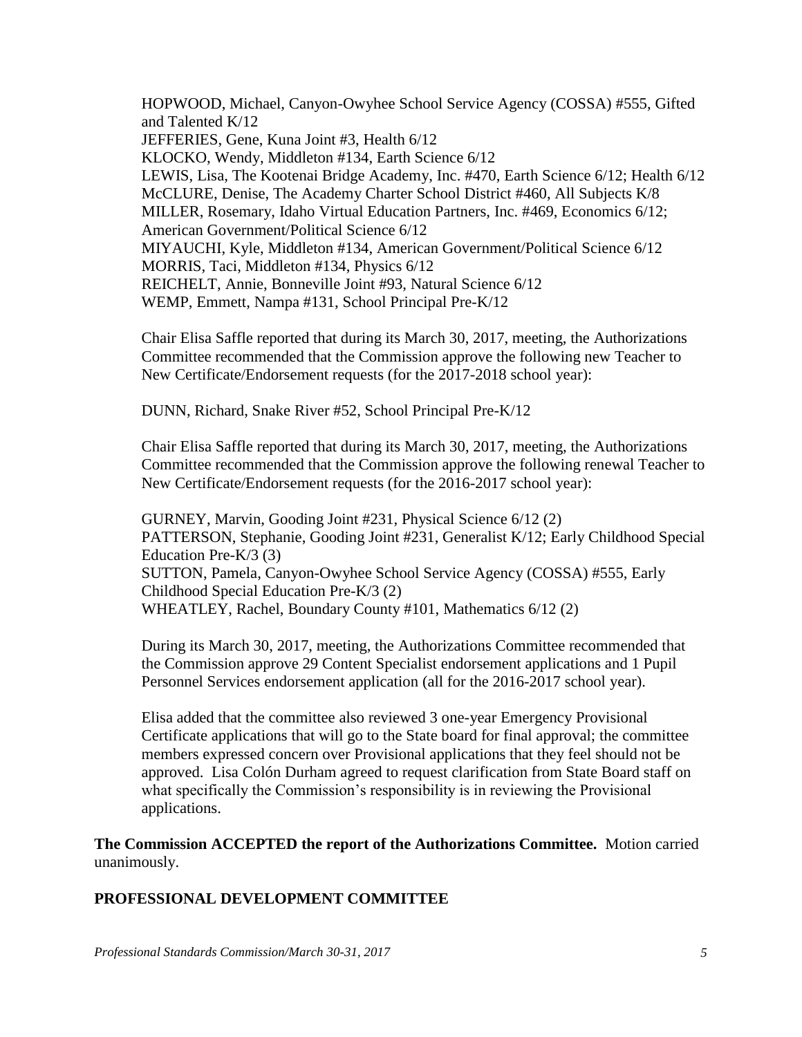HOPWOOD, Michael, Canyon-Owyhee School Service Agency (COSSA) #555, Gifted and Talented K/12
JEFFERIES, Gene, Kuna Joint #3, Health 6/12
KLOCKO, Wendy, Middleton #134, Earth Science 6/12
LEWIS, Lisa, The Kootenai Bridge Academy, Inc. #470, Earth Science 6/12; Health 6/12
McCLURE, Denise, The Academy Charter School District #460, All Subjects K/8
MILLER, Rosemary, Idaho Virtual Education Partners, Inc. #469, Economics 6/12; American Government/Political Science 6/12
MIYAUCHI, Kyle, Middleton #134, American Government/Political Science 6/12
MORRIS, Taci, Middleton #134, Physics 6/12
REICHELT, Annie, Bonneville Joint #93, Natural Science 6/12
WEMP, Emmett, Nampa #131, School Principal Pre-K/12

Chair Elisa Saffle reported that during its March 30, 2017, meeting, the Authorizations Committee recommended that the Commission approve the following new Teacher to New Certificate/Endorsement requests (for the 2017-2018 school year):

DUNN, Richard, Snake River #52, School Principal Pre-K/12

Chair Elisa Saffle reported that during its March 30, 2017, meeting, the Authorizations Committee recommended that the Commission approve the following renewal Teacher to New Certificate/Endorsement requests (for the 2016-2017 school year):

GURNEY, Marvin, Gooding Joint #231, Physical Science 6/12 (2)
PATTERSON, Stephanie, Gooding Joint #231, Generalist K/12; Early Childhood Special Education Pre-K/3 (3)
SUTTON, Pamela, Canyon-Owyhee School Service Agency (COSSA) #555, Early Childhood Special Education Pre-K/3 (2)
WHEATLEY, Rachel, Boundary County #101, Mathematics 6/12 (2)

During its March 30, 2017, meeting, the Authorizations Committee recommended that the Commission approve 29 Content Specialist endorsement applications and 1 Pupil Personnel Services endorsement application (all for the 2016-2017 school year).

Elisa added that the committee also reviewed 3 one-year Emergency Provisional Certificate applications that will go to the State board for final approval; the committee members expressed concern over Provisional applications that they feel should not be approved. Lisa Colón Durham agreed to request clarification from State Board staff on what specifically the Commission's responsibility is in reviewing the Provisional applications.

**The Commission ACCEPTED the report of the Authorizations Committee.** Motion carried unanimously.

## PROFESSIONAL DEVELOPMENT COMMITTEE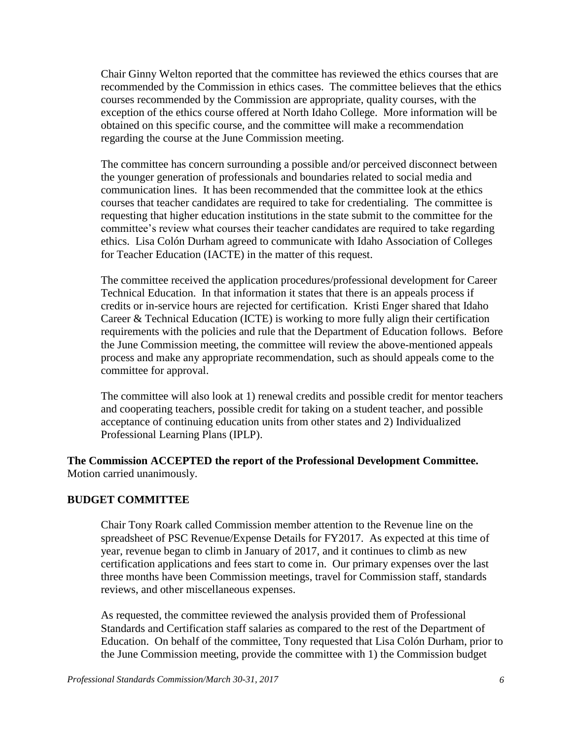Chair Ginny Welton reported that the committee has reviewed the ethics courses that are recommended by the Commission in ethics cases. The committee believes that the ethics courses recommended by the Commission are appropriate, quality courses, with the exception of the ethics course offered at North Idaho College. More information will be obtained on this specific course, and the committee will make a recommendation regarding the course at the June Commission meeting.

The committee has concern surrounding a possible and/or perceived disconnect between the younger generation of professionals and boundaries related to social media and communication lines. It has been recommended that the committee look at the ethics courses that teacher candidates are required to take for credentialing. The committee is requesting that higher education institutions in the state submit to the committee for the committee's review what courses their teacher candidates are required to take regarding ethics. Lisa Colón Durham agreed to communicate with Idaho Association of Colleges for Teacher Education (IACTE) in the matter of this request.

The committee received the application procedures/professional development for Career Technical Education. In that information it states that there is an appeals process if credits or in-service hours are rejected for certification. Kristi Enger shared that Idaho Career & Technical Education (ICTE) is working to more fully align their certification requirements with the policies and rule that the Department of Education follows. Before the June Commission meeting, the committee will review the above-mentioned appeals process and make any appropriate recommendation, such as should appeals come to the committee for approval.

The committee will also look at 1) renewal credits and possible credit for mentor teachers and cooperating teachers, possible credit for taking on a student teacher, and possible acceptance of continuing education units from other states and 2) Individualized Professional Learning Plans (IPLP).

**The Commission ACCEPTED the report of the Professional Development Committee.** Motion carried unanimously.

**BUDGET COMMITTEE**

Chair Tony Roark called Commission member attention to the Revenue line on the spreadsheet of PSC Revenue/Expense Details for FY2017. As expected at this time of year, revenue began to climb in January of 2017, and it continues to climb as new certification applications and fees start to come in. Our primary expenses over the last three months have been Commission meetings, travel for Commission staff, standards reviews, and other miscellaneous expenses.

As requested, the committee reviewed the analysis provided them of Professional Standards and Certification staff salaries as compared to the rest of the Department of Education. On behalf of the committee, Tony requested that Lisa Colón Durham, prior to the June Commission meeting, provide the committee with 1) the Commission budget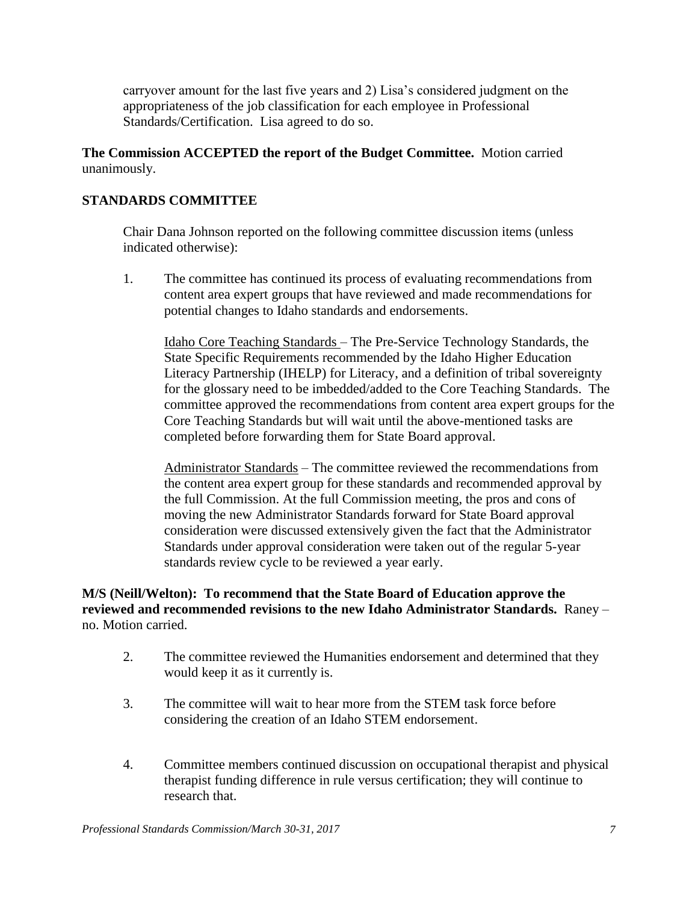carryover amount for the last five years and 2) Lisa's considered judgment on the appropriateness of the job classification for each employee in Professional Standards/Certification. Lisa agreed to do so.

**The Commission ACCEPTED the report of the Budget Committee.** Motion carried unanimously.

## STANDARDS COMMITTEE

Chair Dana Johnson reported on the following committee discussion items (unless indicated otherwise):

1. The committee has continued its process of evaluating recommendations from content area expert groups that have reviewed and made recommendations for potential changes to Idaho standards and endorsements.

   Idaho Core Teaching Standards – The Pre-Service Technology Standards, the State Specific Requirements recommended by the Idaho Higher Education Literacy Partnership (IHELP) for Literacy, and a definition of tribal sovereignty for the glossary need to be imbedded/added to the Core Teaching Standards. The committee approved the recommendations from content area expert groups for the Core Teaching Standards but will wait until the above-mentioned tasks are completed before forwarding them for State Board approval.

   Administrator Standards – The committee reviewed the recommendations from the content area expert group for these standards and recommended approval by the full Commission. At the full Commission meeting, the pros and cons of moving the new Administrator Standards forward for State Board approval consideration were discussed extensively given the fact that the Administrator Standards under approval consideration were taken out of the regular 5-year standards review cycle to be reviewed a year early.

**M/S (Neill/Welton): To recommend that the State Board of Education approve the reviewed and recommended revisions to the new Idaho Administrator Standards.** Raney – no. Motion carried.

2. The committee reviewed the Humanities endorsement and determined that they would keep it as it currently is.

3. The committee will wait to hear more from the STEM task force before considering the creation of an Idaho STEM endorsement.

4. Committee members continued discussion on occupational therapist and physical therapist funding difference in rule versus certification; they will continue to research that.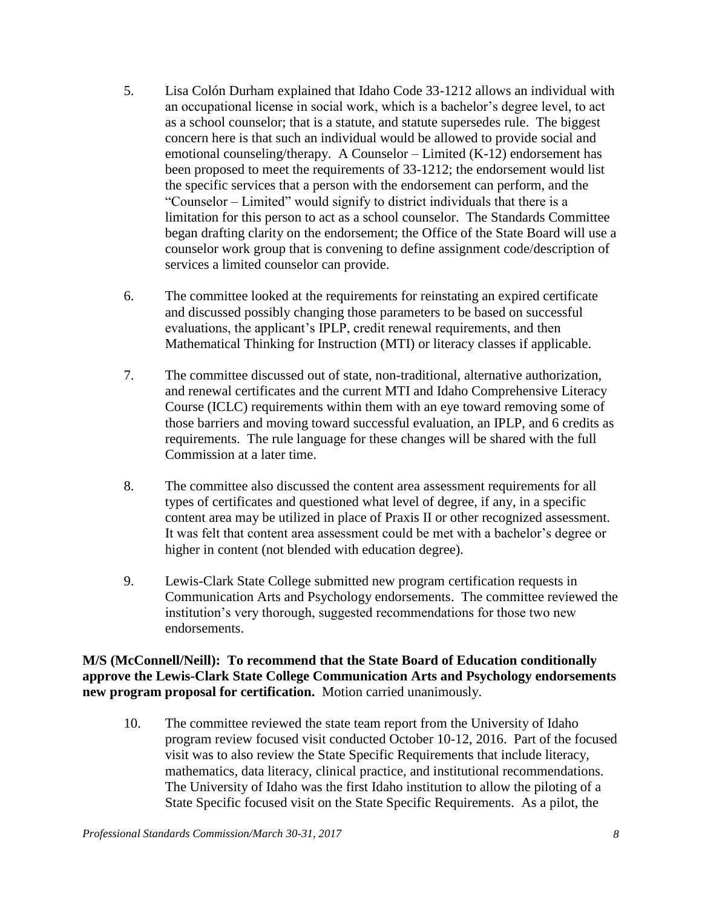5. Lisa Colón Durham explained that Idaho Code 33-1212 allows an individual with an occupational license in social work, which is a bachelor's degree level, to act as a school counselor; that is a statute, and statute supersedes rule. The biggest concern here is that such an individual would be allowed to provide social and emotional counseling/therapy. A Counselor – Limited (K-12) endorsement has been proposed to meet the requirements of 33-1212; the endorsement would list the specific services that a person with the endorsement can perform, and the "Counselor – Limited" would signify to district individuals that there is a limitation for this person to act as a school counselor. The Standards Committee began drafting clarity on the endorsement; the Office of the State Board will use a counselor work group that is convening to define assignment code/description of services a limited counselor can provide.

6. The committee looked at the requirements for reinstating an expired certificate and discussed possibly changing those parameters to be based on successful evaluations, the applicant's IPLP, credit renewal requirements, and then Mathematical Thinking for Instruction (MTI) or literacy classes if applicable.

7. The committee discussed out of state, non-traditional, alternative authorization, and renewal certificates and the current MTI and Idaho Comprehensive Literacy Course (ICLC) requirements within them with an eye toward removing some of those barriers and moving toward successful evaluation, an IPLP, and 6 credits as requirements. The rule language for these changes will be shared with the full Commission at a later time.

8. The committee also discussed the content area assessment requirements for all types of certificates and questioned what level of degree, if any, in a specific content area may be utilized in place of Praxis II or other recognized assessment. It was felt that content area assessment could be met with a bachelor's degree or higher in content (not blended with education degree).

9. Lewis-Clark State College submitted new program certification requests in Communication Arts and Psychology endorsements. The committee reviewed the institution's very thorough, suggested recommendations for those two new endorsements.

**M/S (McConnell/Neill): To recommend that the State Board of Education conditionally approve the Lewis-Clark State College Communication Arts and Psychology endorsements new program proposal for certification.** Motion carried unanimously.

10. The committee reviewed the state team report from the University of Idaho program review focused visit conducted October 10-12, 2016. Part of the focused visit was to also review the State Specific Requirements that include literacy, mathematics, data literacy, clinical practice, and institutional recommendations. The University of Idaho was the first Idaho institution to allow the piloting of a State Specific focused visit on the State Specific Requirements. As a pilot, the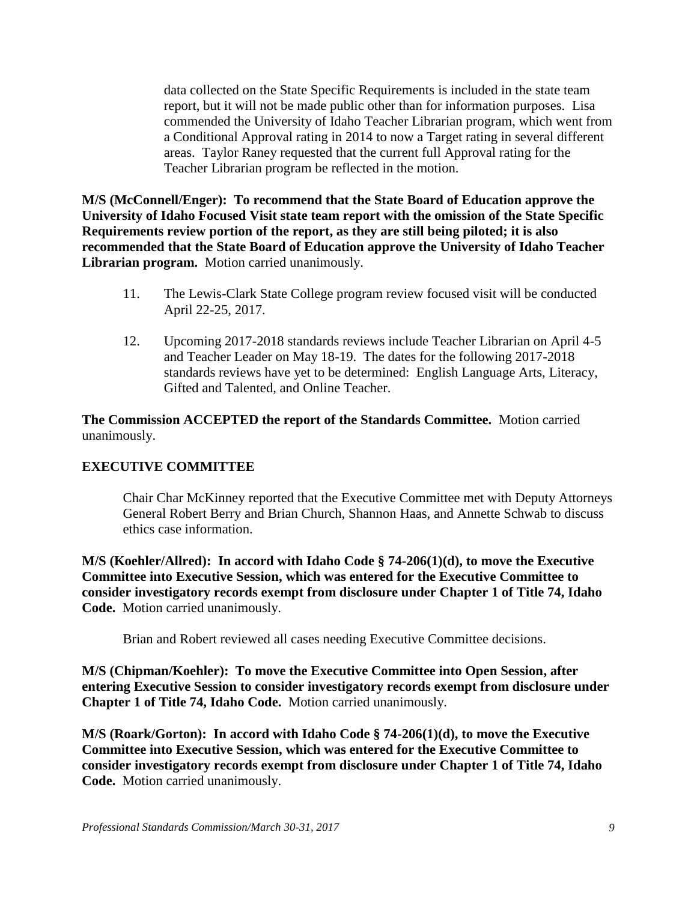data collected on the State Specific Requirements is included in the state team report, but it will not be made public other than for information purposes. Lisa commended the University of Idaho Teacher Librarian program, which went from a Conditional Approval rating in 2014 to now a Target rating in several different areas. Taylor Raney requested that the current full Approval rating for the Teacher Librarian program be reflected in the motion.

**M/S (McConnell/Enger): To recommend that the State Board of Education approve the University of Idaho Focused Visit state team report with the omission of the State Specific Requirements review portion of the report, as they are still being piloted; it is also recommended that the State Board of Education approve the University of Idaho Teacher Librarian program.** Motion carried unanimously.

11. The Lewis-Clark State College program review focused visit will be conducted April 22-25, 2017.

12. Upcoming 2017-2018 standards reviews include Teacher Librarian on April 4-5 and Teacher Leader on May 18-19. The dates for the following 2017-2018 standards reviews have yet to be determined: English Language Arts, Literacy, Gifted and Talented, and Online Teacher.

**The Commission ACCEPTED the report of the Standards Committee.** Motion carried unanimously.

**EXECUTIVE COMMITTEE**

Chair Char McKinney reported that the Executive Committee met with Deputy Attorneys General Robert Berry and Brian Church, Shannon Haas, and Annette Schwab to discuss ethics case information.

**M/S (Koehler/Allred): In accord with Idaho Code § 74-206(1)(d), to move the Executive Committee into Executive Session, which was entered for the Executive Committee to consider investigatory records exempt from disclosure under Chapter 1 of Title 74, Idaho Code.** Motion carried unanimously.

Brian and Robert reviewed all cases needing Executive Committee decisions.

**M/S (Chipman/Koehler): To move the Executive Committee into Open Session, after entering Executive Session to consider investigatory records exempt from disclosure under Chapter 1 of Title 74, Idaho Code.** Motion carried unanimously.

**M/S (Roark/Gorton): In accord with Idaho Code § 74-206(1)(d), to move the Executive Committee into Executive Session, which was entered for the Executive Committee to consider investigatory records exempt from disclosure under Chapter 1 of Title 74, Idaho Code.** Motion carried unanimously.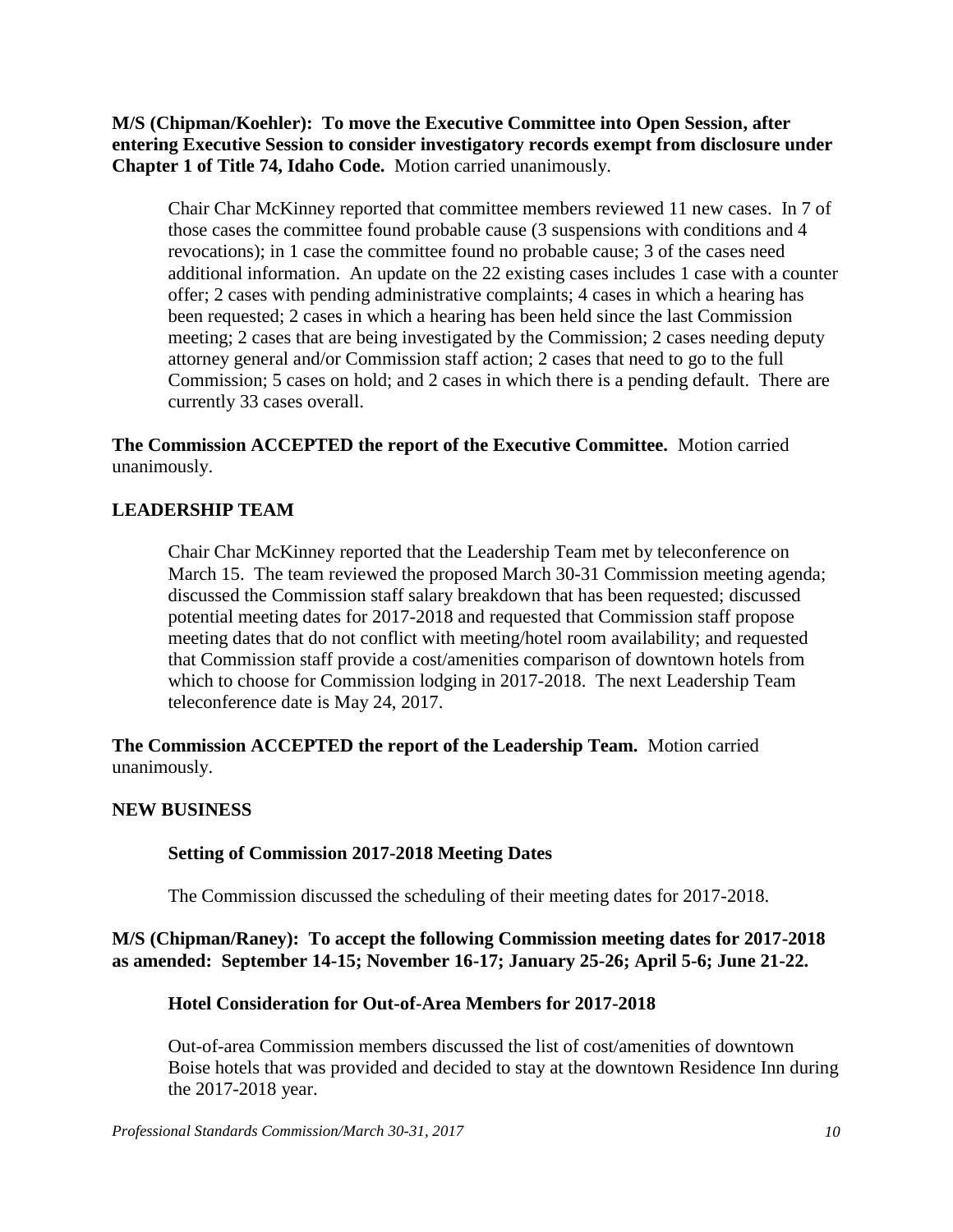**M/S (Chipman/Koehler): To move the Executive Committee into Open Session, after entering Executive Session to consider investigatory records exempt from disclosure under Chapter 1 of Title 74, Idaho Code.** Motion carried unanimously.

Chair Char McKinney reported that committee members reviewed 11 new cases. In 7 of those cases the committee found probable cause (3 suspensions with conditions and 4 revocations); in 1 case the committee found no probable cause; 3 of the cases need additional information. An update on the 22 existing cases includes 1 case with a counter offer; 2 cases with pending administrative complaints; 4 cases in which a hearing has been requested; 2 cases in which a hearing has been held since the last Commission meeting; 2 cases that are being investigated by the Commission; 2 cases needing deputy attorney general and/or Commission staff action; 2 cases that need to go to the full Commission; 5 cases on hold; and 2 cases in which there is a pending default. There are currently 33 cases overall.

**The Commission ACCEPTED the report of the Executive Committee.** Motion carried unanimously.

## LEADERSHIP TEAM

Chair Char McKinney reported that the Leadership Team met by teleconference on March 15. The team reviewed the proposed March 30-31 Commission meeting agenda; discussed the Commission staff salary breakdown that has been requested; discussed potential meeting dates for 2017-2018 and requested that Commission staff propose meeting dates that do not conflict with meeting/hotel room availability; and requested that Commission staff provide a cost/amenities comparison of downtown hotels from which to choose for Commission lodging in 2017-2018. The next Leadership Team teleconference date is May 24, 2017.

**The Commission ACCEPTED the report of the Leadership Team.** Motion carried unanimously.

## NEW BUSINESS

### Setting of Commission 2017-2018 Meeting Dates

The Commission discussed the scheduling of their meeting dates for 2017-2018.

**M/S (Chipman/Raney): To accept the following Commission meeting dates for 2017-2018 as amended: September 14-15; November 16-17; January 25-26; April 5-6; June 21-22.**

### Hotel Consideration for Out-of-Area Members for 2017-2018

Out-of-area Commission members discussed the list of cost/amenities of downtown Boise hotels that was provided and decided to stay at the downtown Residence Inn during the 2017-2018 year.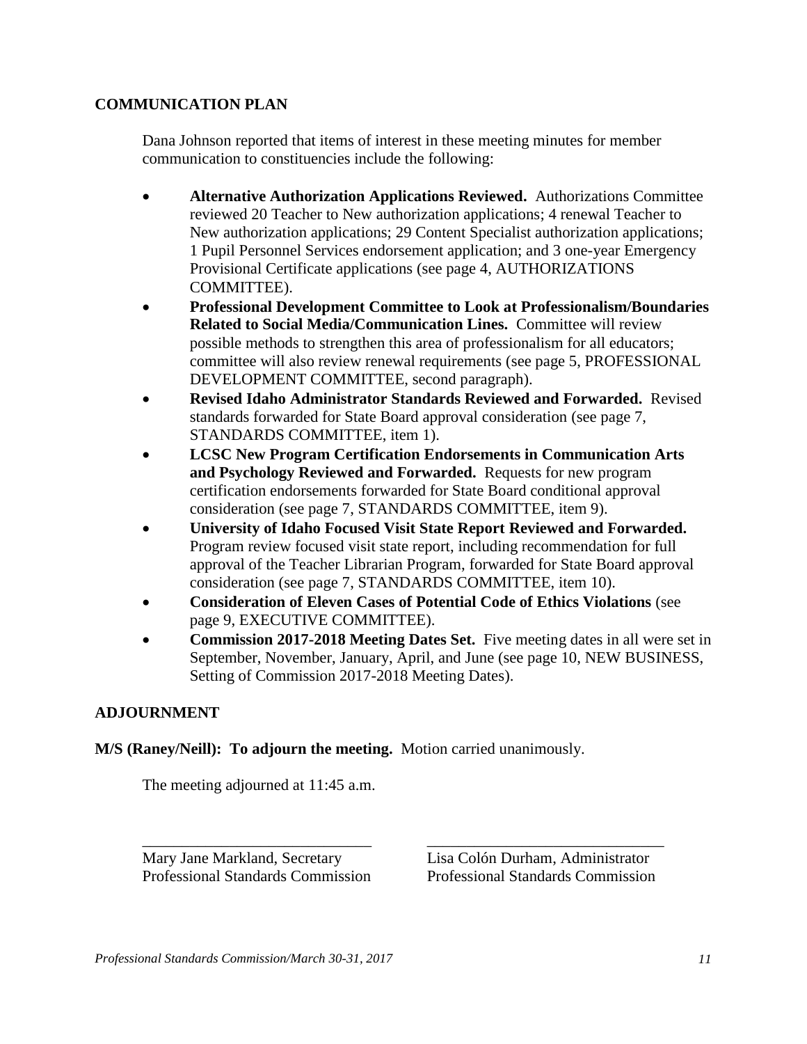## COMMUNICATION PLAN

Dana Johnson reported that items of interest in these meeting minutes for member communication to constituencies include the following:

- **Alternative Authorization Applications Reviewed.** Authorizations Committee reviewed 20 Teacher to New authorization applications; 4 renewal Teacher to New authorization applications; 29 Content Specialist authorization applications; 1 Pupil Personnel Services endorsement application; and 3 one-year Emergency Provisional Certificate applications (see page 4, AUTHORIZATIONS COMMITTEE).
- **Professional Development Committee to Look at Professionalism/Boundaries Related to Social Media/Communication Lines.** Committee will review possible methods to strengthen this area of professionalism for all educators; committee will also review renewal requirements (see page 5, PROFESSIONAL DEVELOPMENT COMMITTEE, second paragraph).
- **Revised Idaho Administrator Standards Reviewed and Forwarded.** Revised standards forwarded for State Board approval consideration (see page 7, STANDARDS COMMITTEE, item 1).
- **LCSC New Program Certification Endorsements in Communication Arts and Psychology Reviewed and Forwarded.** Requests for new program certification endorsements forwarded for State Board conditional approval consideration (see page 7, STANDARDS COMMITTEE, item 9).
- **University of Idaho Focused Visit State Report Reviewed and Forwarded.** Program review focused visit state report, including recommendation for full approval of the Teacher Librarian Program, forwarded for State Board approval consideration (see page 7, STANDARDS COMMITTEE, item 10).
- **Consideration of Eleven Cases of Potential Code of Ethics Violations** (see page 9, EXECUTIVE COMMITTEE).
- **Commission 2017-2018 Meeting Dates Set.** Five meeting dates in all were set in September, November, January, April, and June (see page 10, NEW BUSINESS, Setting of Commission 2017-2018 Meeting Dates).

## ADJOURNMENT

**M/S (Raney/Neill): To adjourn the meeting.** Motion carried unanimously.

The meeting adjourned at 11:45 a.m.

| | |
|---|---|
| ______________________________ | ______________________________ |
| Mary Jane Markland, Secretary<br>Professional Standards Commission | Lisa Colón Durham, Administrator<br>Professional Standards Commission |